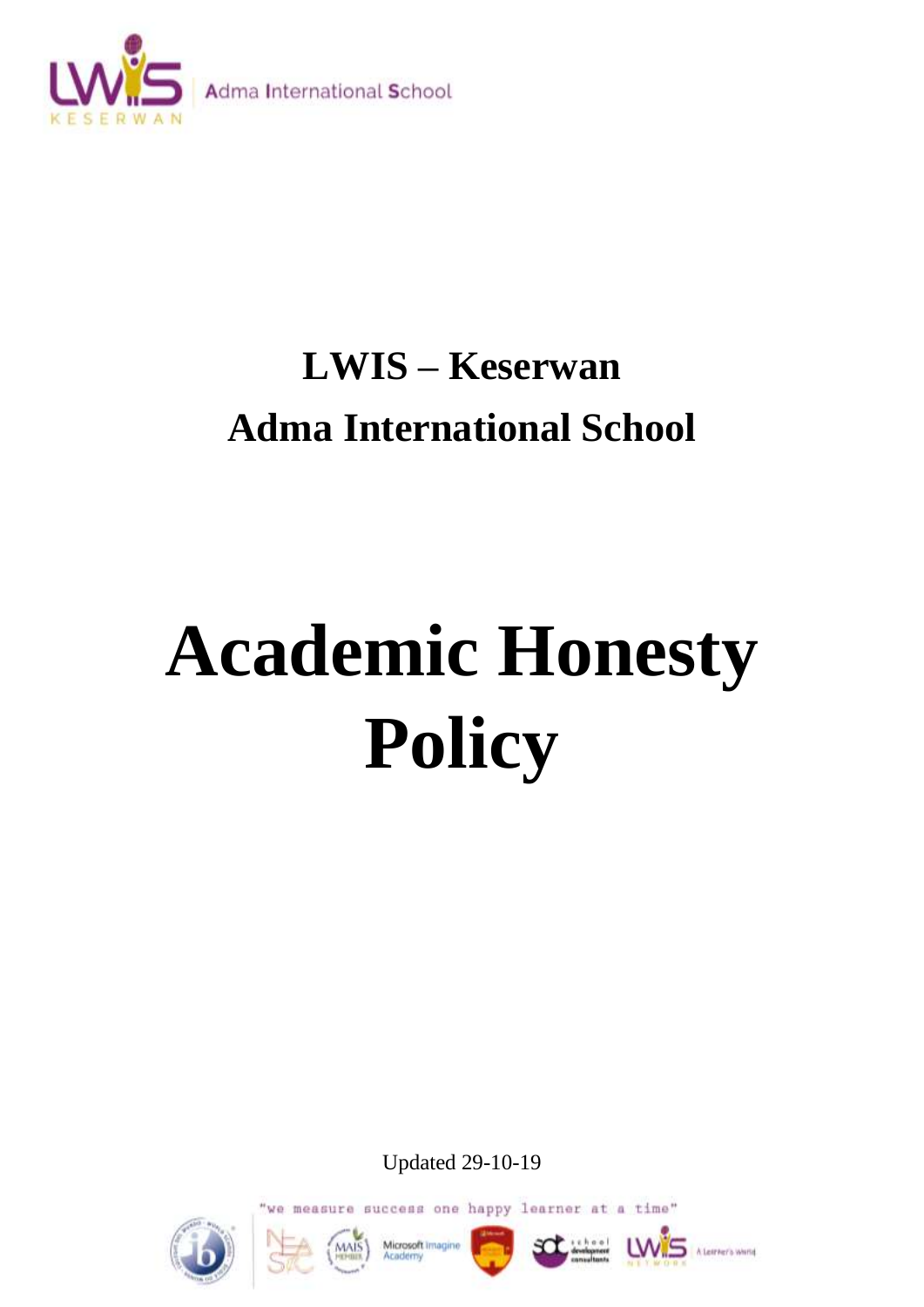# LWIS – Keserwan
# Adma International School

# Academic Honesty Policy

Updated 29-10-19

"we measure success one happy learner at a time"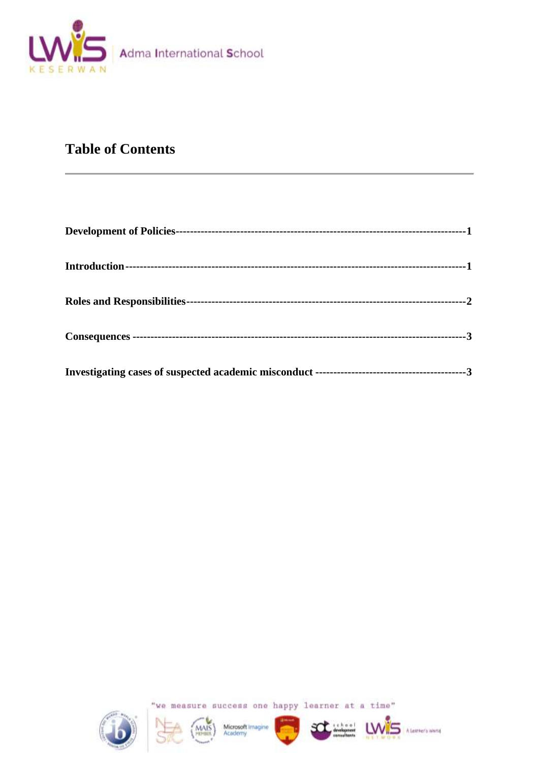## Table of Contents

**Development of Policies**------------------------------------------------------------------------------**1**

**Introduction**-------------------------------------------------------------------------------------------**1**

**Roles and Responsibilities**-------------------------------------------------------------------------**2**

**Consequences** ---------------------------------------------------------------------------------------**3**

**Investigating cases of suspected academic misconduct** ----------------------------------------**3**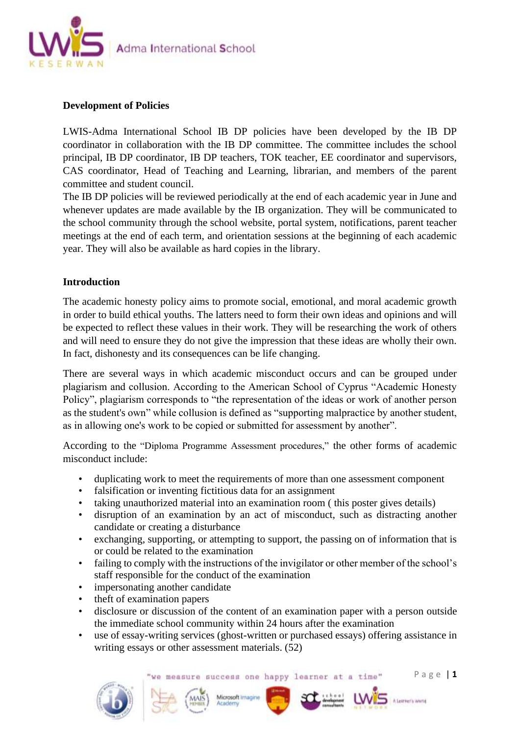**Development of Policies**

LWIS-Adma International School IB DP policies have been developed by the IB DP coordinator in collaboration with the IB DP committee. The committee includes the school principal, IB DP coordinator, IB DP teachers, TOK teacher, EE coordinator and supervisors, CAS coordinator, Head of Teaching and Learning, librarian, and members of the parent committee and student council.

The IB DP policies will be reviewed periodically at the end of each academic year in June and whenever updates are made available by the IB organization. They will be communicated to the school community through the school website, portal system, notifications, parent teacher meetings at the end of each term, and orientation sessions at the beginning of each academic year. They will also be available as hard copies in the library.

**Introduction**

The academic honesty policy aims to promote social, emotional, and moral academic growth in order to build ethical youths. The latters need to form their own ideas and opinions and will be expected to reflect these values in their work. They will be researching the work of others and will need to ensure they do not give the impression that these ideas are wholly their own. In fact, dishonesty and its consequences can be life changing.

There are several ways in which academic misconduct occurs and can be grouped under plagiarism and collusion. According to the American School of Cyprus "Academic Honesty Policy", plagiarism corresponds to "the representation of the ideas or work of another person as the student's own" while collusion is defined as "supporting malpractice by another student, as in allowing one's work to be copied or submitted for assessment by another".

According to the "Diploma Programme Assessment procedures," the other forms of academic misconduct include:

- duplicating work to meet the requirements of more than one assessment component
- falsification or inventing fictitious data for an assignment
- taking unauthorized material into an examination room ( this poster gives details)
- disruption of an examination by an act of misconduct, such as distracting another candidate or creating a disturbance
- exchanging, supporting, or attempting to support, the passing on of information that is or could be related to the examination
- failing to comply with the instructions of the invigilator or other member of the school's staff responsible for the conduct of the examination
- impersonating another candidate
- theft of examination papers
- disclosure or discussion of the content of an examination paper with a person outside the immediate school community within 24 hours after the examination
- use of essay-writing services (ghost-written or purchased essays) offering assistance in writing essays or other assessment materials. (52)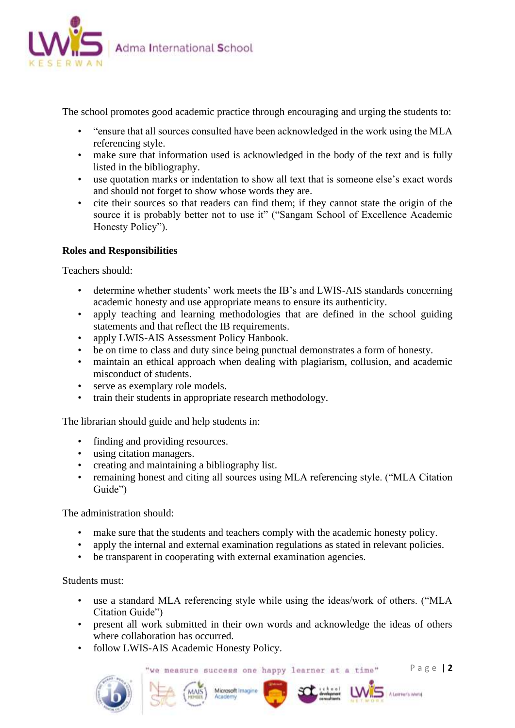The school promotes good academic practice through encouraging and urging the students to:

- "ensure that all sources consulted have been acknowledged in the work using the MLA referencing style.
- make sure that information used is acknowledged in the body of the text and is fully listed in the bibliography.
- use quotation marks or indentation to show all text that is someone else's exact words and should not forget to show whose words they are.
- cite their sources so that readers can find them; if they cannot state the origin of the source it is probably better not to use it" ("Sangam School of Excellence Academic Honesty Policy").

**Roles and Responsibilities**

Teachers should:

- determine whether students' work meets the IB's and LWIS-AIS standards concerning academic honesty and use appropriate means to ensure its authenticity.
- apply teaching and learning methodologies that are defined in the school guiding statements and that reflect the IB requirements.
- apply LWIS-AIS Assessment Policy Hanbook.
- be on time to class and duty since being punctual demonstrates a form of honesty.
- maintain an ethical approach when dealing with plagiarism, collusion, and academic misconduct of students.
- serve as exemplary role models.
- train their students in appropriate research methodology.

The librarian should guide and help students in:

- finding and providing resources.
- using citation managers.
- creating and maintaining a bibliography list.
- remaining honest and citing all sources using MLA referencing style. ("MLA Citation Guide")

The administration should:

- make sure that the students and teachers comply with the academic honesty policy.
- apply the internal and external examination regulations as stated in relevant policies.
- be transparent in cooperating with external examination agencies.

Students must:

- use a standard MLA referencing style while using the ideas/work of others. ("MLA Citation Guide")
- present all work submitted in their own words and acknowledge the ideas of others where collaboration has occurred.
- follow LWIS-AIS Academic Honesty Policy.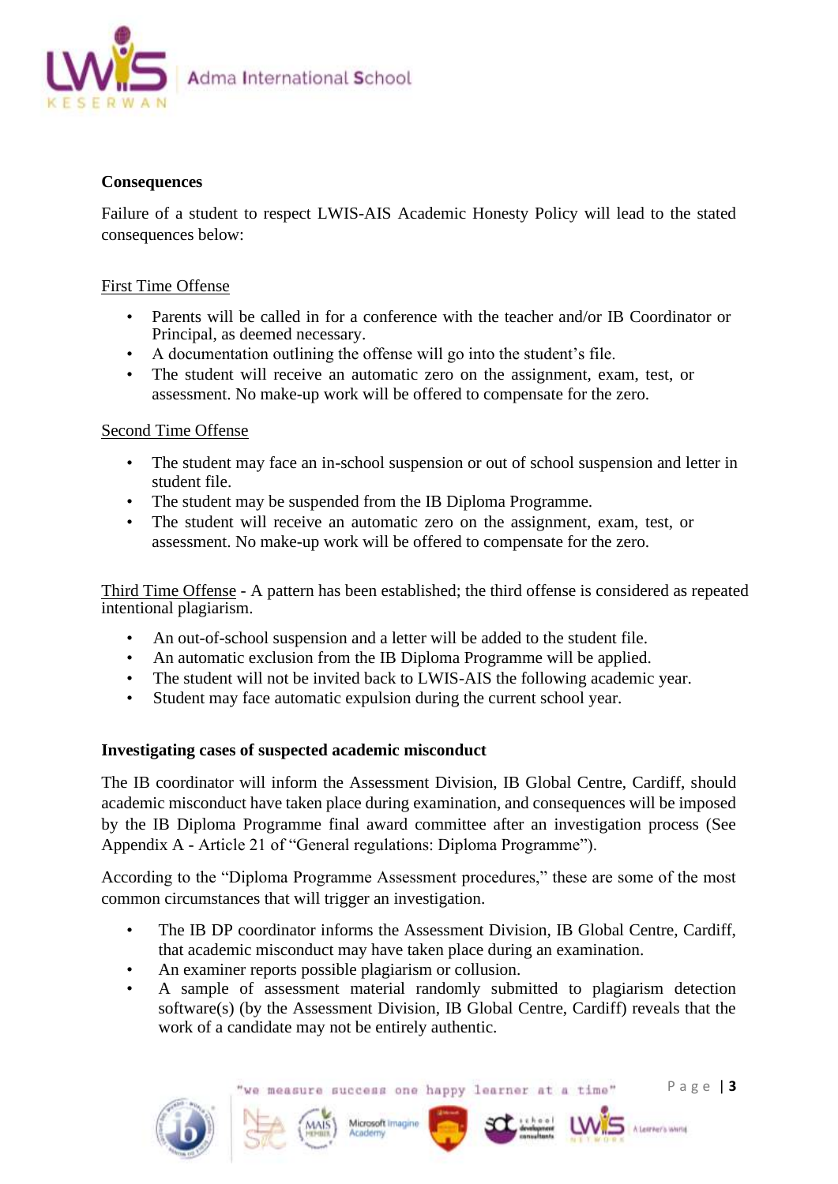**Consequences**

Failure of a student to respect LWIS-AIS Academic Honesty Policy will lead to the stated consequences below:

First Time Offense

- Parents will be called in for a conference with the teacher and/or IB Coordinator or Principal, as deemed necessary.
- A documentation outlining the offense will go into the student's file.
- The student will receive an automatic zero on the assignment, exam, test, or assessment. No make-up work will be offered to compensate for the zero.

Second Time Offense

- The student may face an in-school suspension or out of school suspension and letter in student file.
- The student may be suspended from the IB Diploma Programme.
- The student will receive an automatic zero on the assignment, exam, test, or assessment. No make-up work will be offered to compensate for the zero.

Third Time Offense - A pattern has been established; the third offense is considered as repeated intentional plagiarism.

- An out-of-school suspension and a letter will be added to the student file.
- An automatic exclusion from the IB Diploma Programme will be applied.
- The student will not be invited back to LWIS-AIS the following academic year.
- Student may face automatic expulsion during the current school year.

**Investigating cases of suspected academic misconduct**

The IB coordinator will inform the Assessment Division, IB Global Centre, Cardiff, should academic misconduct have taken place during examination, and consequences will be imposed by the IB Diploma Programme final award committee after an investigation process (See Appendix A - Article 21 of "General regulations: Diploma Programme").

According to the "Diploma Programme Assessment procedures," these are some of the most common circumstances that will trigger an investigation.

- The IB DP coordinator informs the Assessment Division, IB Global Centre, Cardiff, that academic misconduct may have taken place during an examination.
- An examiner reports possible plagiarism or collusion.
- A sample of assessment material randomly submitted to plagiarism detection software(s) (by the Assessment Division, IB Global Centre, Cardiff) reveals that the work of a candidate may not be entirely authentic.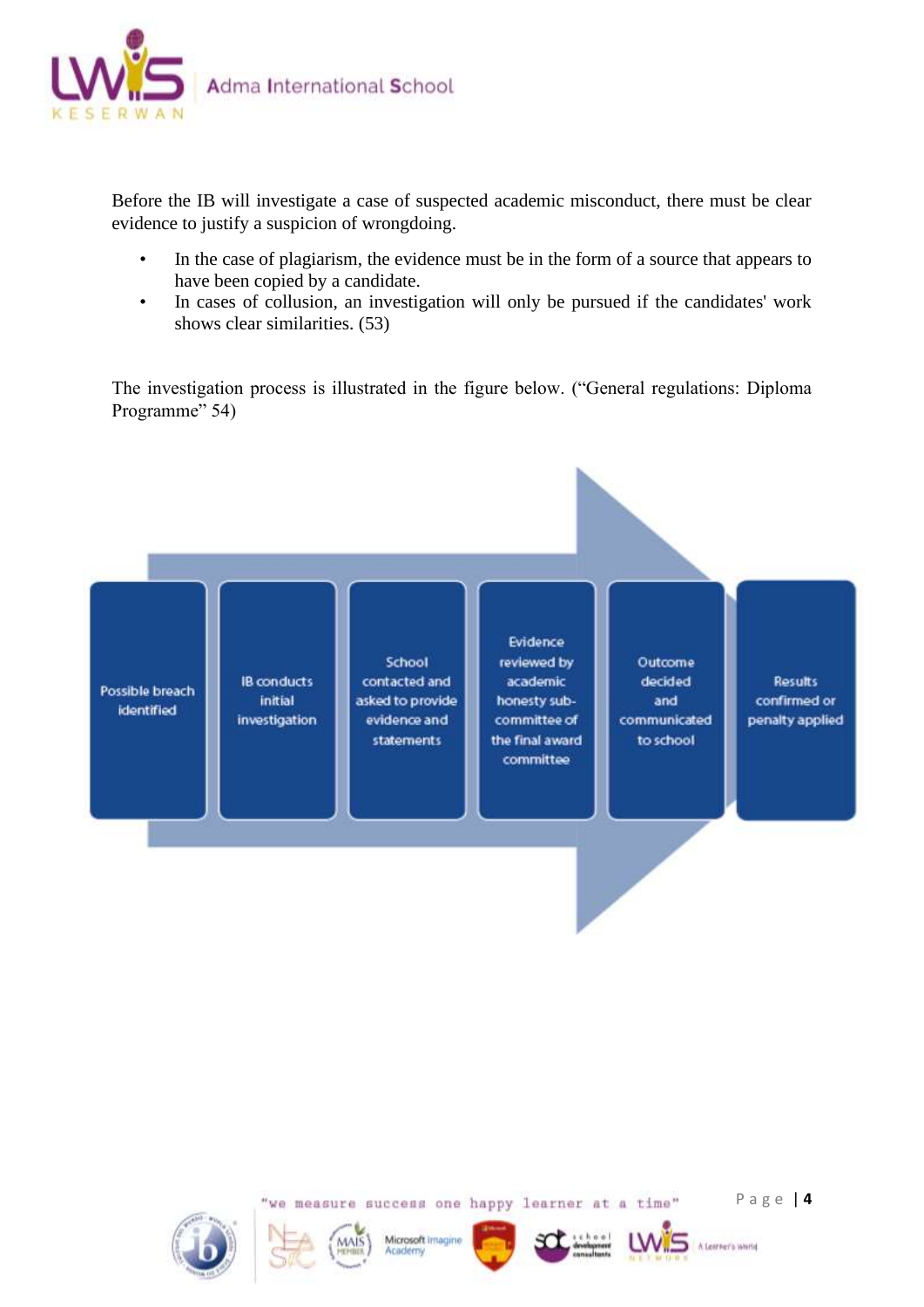Before the IB will investigate a case of suspected academic misconduct, there must be clear evidence to justify a suspicion of wrongdoing.

- In the case of plagiarism, the evidence must be in the form of a source that appears to have been copied by a candidate.
- In cases of collusion, an investigation will only be pursued if the candidates' work shows clear similarities. (53)

The investigation process is illustrated in the figure below. ("General regulations: Diploma Programme" 54)

1. Possible breach identified
2. IB conducts initial investigation
3. School contacted and asked to provide evidence and statements
4. Evidence reviewed by academic honesty sub-committee of the final award committee
5. Outcome decided and communicated to school
6. Results confirmed or penalty applied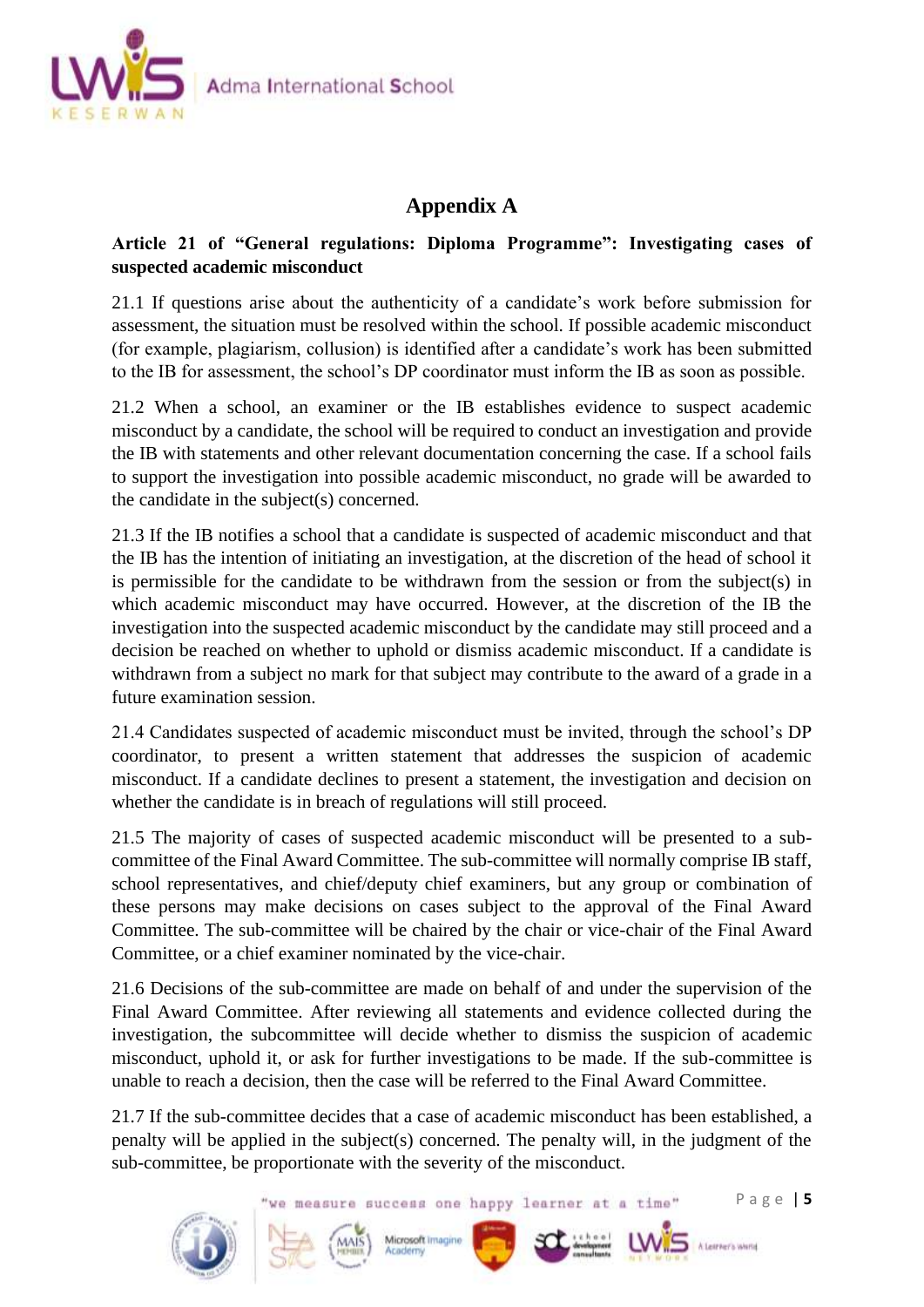## Appendix A

**Article 21 of "General regulations: Diploma Programme": Investigating cases of suspected academic misconduct**

21.1 If questions arise about the authenticity of a candidate's work before submission for assessment, the situation must be resolved within the school. If possible academic misconduct (for example, plagiarism, collusion) is identified after a candidate's work has been submitted to the IB for assessment, the school's DP coordinator must inform the IB as soon as possible.

21.2 When a school, an examiner or the IB establishes evidence to suspect academic misconduct by a candidate, the school will be required to conduct an investigation and provide the IB with statements and other relevant documentation concerning the case. If a school fails to support the investigation into possible academic misconduct, no grade will be awarded to the candidate in the subject(s) concerned.

21.3 If the IB notifies a school that a candidate is suspected of academic misconduct and that the IB has the intention of initiating an investigation, at the discretion of the head of school it is permissible for the candidate to be withdrawn from the session or from the subject(s) in which academic misconduct may have occurred. However, at the discretion of the IB the investigation into the suspected academic misconduct by the candidate may still proceed and a decision be reached on whether to uphold or dismiss academic misconduct. If a candidate is withdrawn from a subject no mark for that subject may contribute to the award of a grade in a future examination session.

21.4 Candidates suspected of academic misconduct must be invited, through the school's DP coordinator, to present a written statement that addresses the suspicion of academic misconduct. If a candidate declines to present a statement, the investigation and decision on whether the candidate is in breach of regulations will still proceed.

21.5 The majority of cases of suspected academic misconduct will be presented to a sub-committee of the Final Award Committee. The sub-committee will normally comprise IB staff, school representatives, and chief/deputy chief examiners, but any group or combination of these persons may make decisions on cases subject to the approval of the Final Award Committee. The sub-committee will be chaired by the chair or vice-chair of the Final Award Committee, or a chief examiner nominated by the vice-chair.

21.6 Decisions of the sub-committee are made on behalf of and under the supervision of the Final Award Committee. After reviewing all statements and evidence collected during the investigation, the subcommittee will decide whether to dismiss the suspicion of academic misconduct, uphold it, or ask for further investigations to be made. If the sub-committee is unable to reach a decision, then the case will be referred to the Final Award Committee.

21.7 If the sub-committee decides that a case of academic misconduct has been established, a penalty will be applied in the subject(s) concerned. The penalty will, in the judgment of the sub-committee, be proportionate with the severity of the misconduct.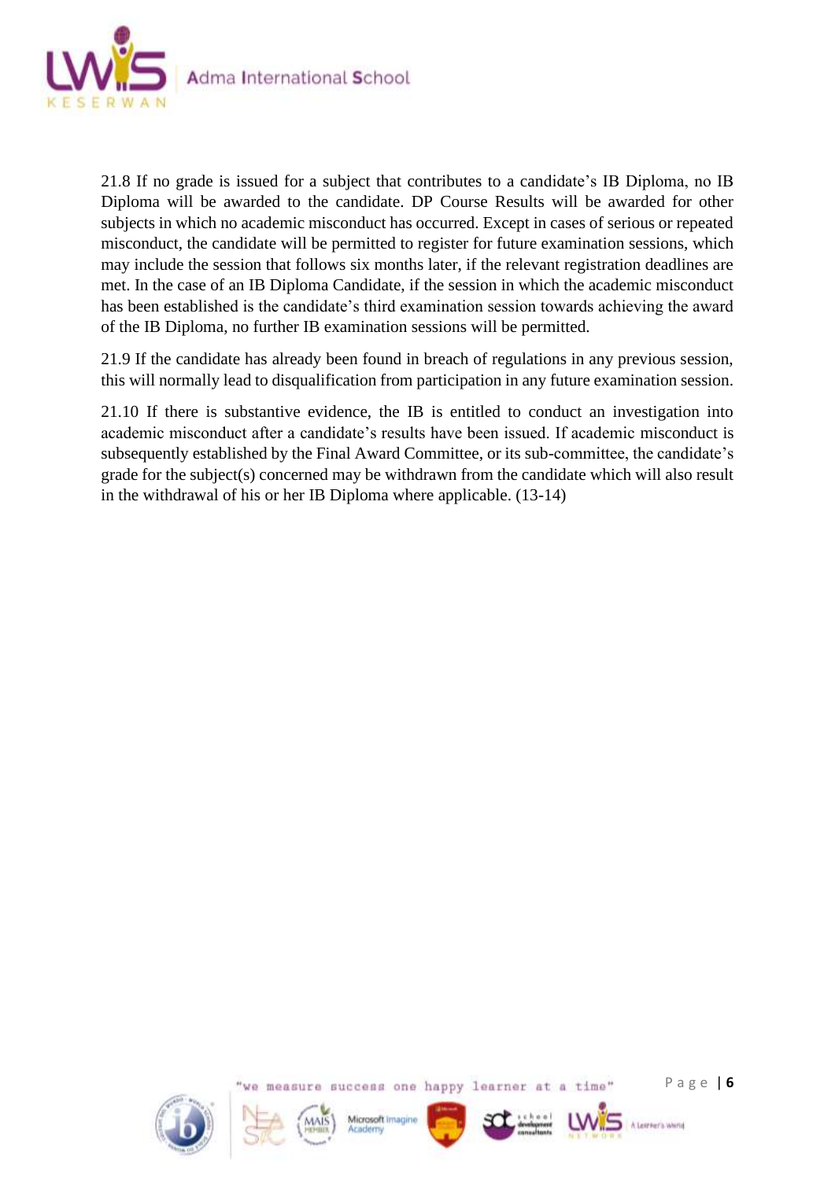21.8 If no grade is issued for a subject that contributes to a candidate's IB Diploma, no IB Diploma will be awarded to the candidate. DP Course Results will be awarded for other subjects in which no academic misconduct has occurred. Except in cases of serious or repeated misconduct, the candidate will be permitted to register for future examination sessions, which may include the session that follows six months later, if the relevant registration deadlines are met. In the case of an IB Diploma Candidate, if the session in which the academic misconduct has been established is the candidate's third examination session towards achieving the award of the IB Diploma, no further IB examination sessions will be permitted.

21.9 If the candidate has already been found in breach of regulations in any previous session, this will normally lead to disqualification from participation in any future examination session.

21.10 If there is substantive evidence, the IB is entitled to conduct an investigation into academic misconduct after a candidate's results have been issued. If academic misconduct is subsequently established by the Final Award Committee, or its sub-committee, the candidate's grade for the subject(s) concerned may be withdrawn from the candidate which will also result in the withdrawal of his or her IB Diploma where applicable. (13-14)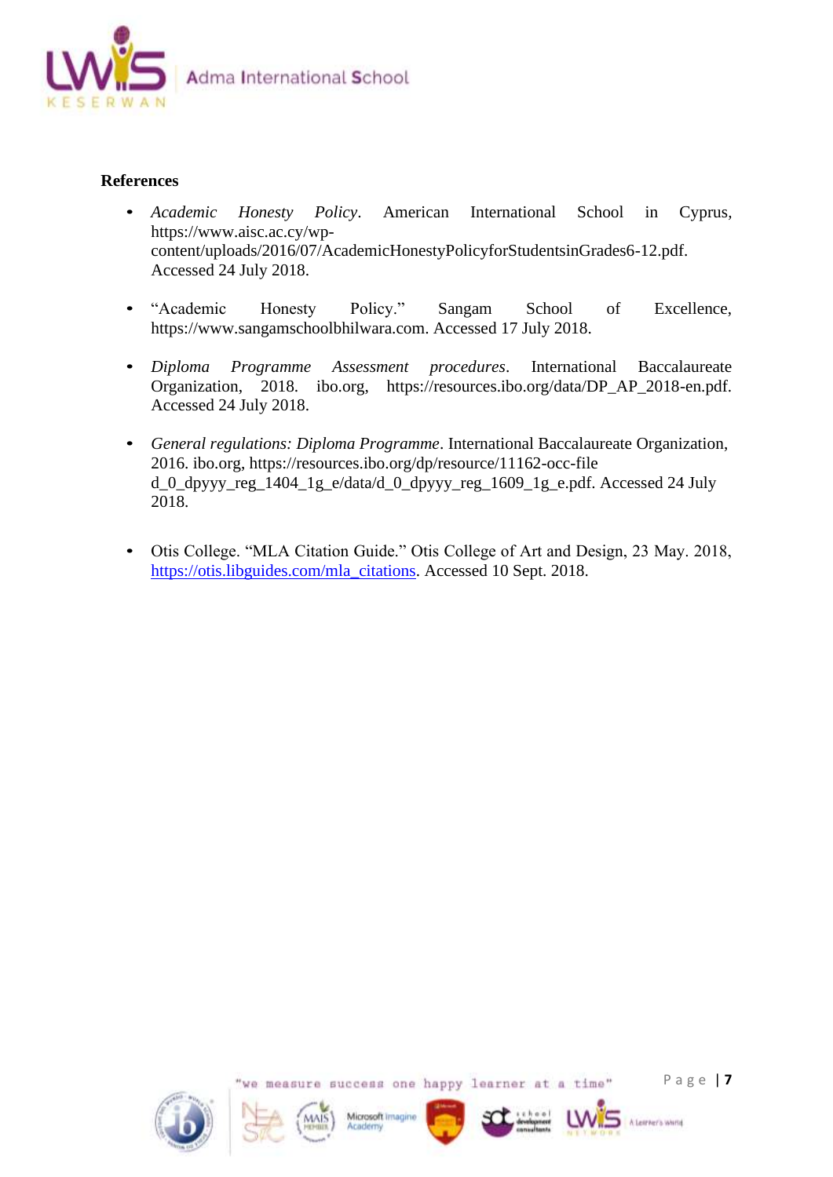**References**

- *Academic Honesty Policy*. American International School in Cyprus, https://www.aisc.ac.cy/wp-content/uploads/2016/07/AcademicHonestyPolicyforStudentsinGrades6-12.pdf. Accessed 24 July 2018.

- "Academic Honesty Policy." Sangam School of Excellence, https://www.sangamschoolbhilwara.com. Accessed 17 July 2018.

- *Diploma Programme Assessment procedures*. International Baccalaureate Organization, 2018. ibo.org, https://resources.ibo.org/data/DP_AP_2018-en.pdf. Accessed 24 July 2018.

- *General regulations: Diploma Programme*. International Baccalaureate Organization, 2016. ibo.org, https://resources.ibo.org/dp/resource/11162-occ-file d_0_dpyyy_reg_1404_1g_e/data/d_0_dpyyy_reg_1609_1g_e.pdf. Accessed 24 July 2018.

- Otis College. "MLA Citation Guide." Otis College of Art and Design, 23 May. 2018, [https://otis.libguides.com/mla_citations](https://otis.libguides.com/mla_citations). Accessed 10 Sept. 2018.